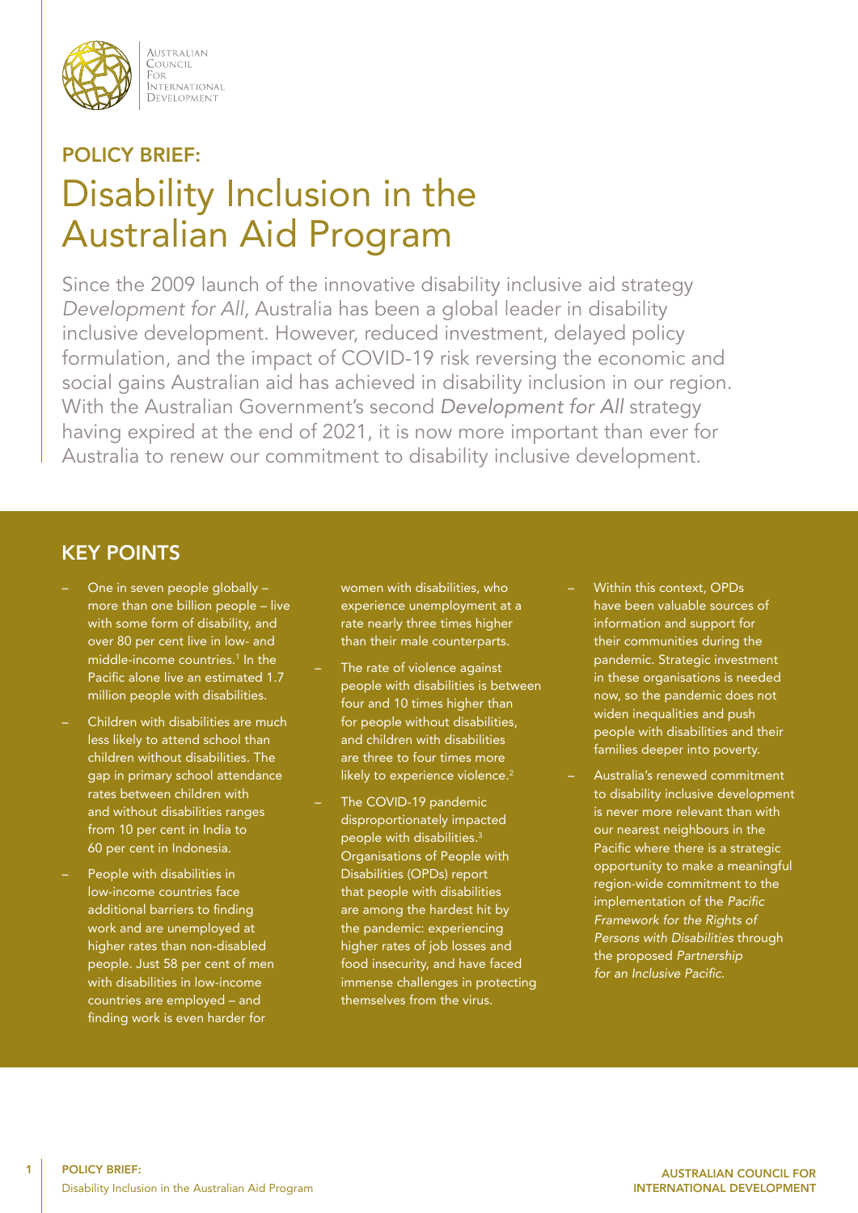Australian Council For International Development

**POLICY BRIEF:**

# Disability Inclusion in the Australian Aid Program

Since the 2009 launch of the innovative disability inclusive aid strategy *Development for All*, Australia has been a global leader in disability inclusive development. However, reduced investment, delayed policy formulation, and the impact of COVID-19 risk reversing the economic and social gains Australian aid has achieved in disability inclusion in our region. With the Australian Government's second *Development for All* strategy having expired at the end of 2021, it is now more important than ever for Australia to renew our commitment to disability inclusive development.

## KEY POINTS

- One in seven people globally – more than one billion people – live with some form of disability, and over 80 per cent live in low- and middle-income countries.[1] In the Pacific alone live an estimated 1.7 million people with disabilities.
- Children with disabilities are much less likely to attend school than children without disabilities. The gap in primary school attendance rates between children with and without disabilities ranges from 10 per cent in India to 60 per cent in Indonesia.
- People with disabilities in low-income countries face additional barriers to finding work and are unemployed at higher rates than non-disabled people. Just 58 per cent of men with disabilities in low-income countries are employed – and finding work is even harder for women with disabilities, who experience unemployment at a rate nearly three times higher than their male counterparts.
- The rate of violence against people with disabilities is between four and 10 times higher than for people without disabilities, and children with disabilities are three to four times more likely to experience violence.[2]
- The COVID-19 pandemic disproportionately impacted people with disabilities.[3] Organisations of People with Disabilities (OPDs) report that people with disabilities are among the hardest hit by the pandemic: experiencing higher rates of job losses and food insecurity, and have faced immense challenges in protecting themselves from the virus.
- Within this context, OPDs have been valuable sources of information and support for their communities during the pandemic. Strategic investment in these organisations is needed now, so the pandemic does not widen inequalities and push people with disabilities and their families deeper into poverty.
- Australia's renewed commitment to disability inclusive development is never more relevant than with our nearest neighbours in the Pacific where there is a strategic opportunity to make a meaningful region-wide commitment to the implementation of the *Pacific Framework for the Rights of Persons with Disabilities* through the proposed *Partnership for an Inclusive Pacific*.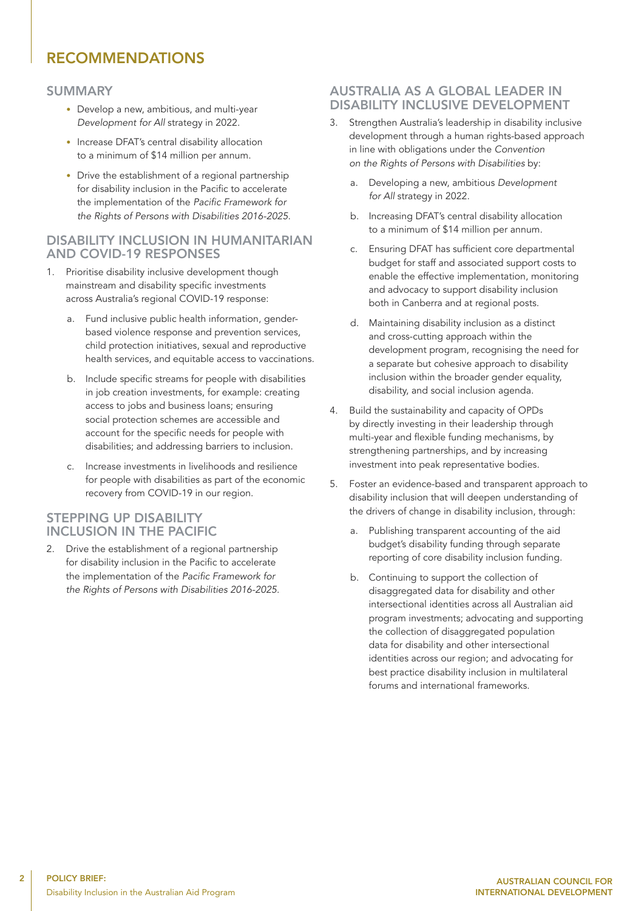# RECOMMENDATIONS

## SUMMARY

- Develop a new, ambitious, and multi-year *Development for All* strategy in 2022.
- Increase DFAT's central disability allocation to a minimum of $14 million per annum.
- Drive the establishment of a regional partnership for disability inclusion in the Pacific to accelerate the implementation of the *Pacific Framework for the Rights of Persons with Disabilities 2016-2025*.

## DISABILITY INCLUSION IN HUMANITARIAN AND COVID-19 RESPONSES

1. Prioritise disability inclusive development though mainstream and disability specific investments across Australia's regional COVID-19 response:
   a. Fund inclusive public health information, gender-based violence response and prevention services, child protection initiatives, sexual and reproductive health services, and equitable access to vaccinations.
   b. Include specific streams for people with disabilities in job creation investments, for example: creating access to jobs and business loans; ensuring social protection schemes are accessible and account for the specific needs for people with disabilities; and addressing barriers to inclusion.
   c. Increase investments in livelihoods and resilience for people with disabilities as part of the economic recovery from COVID-19 in our region.

## STEPPING UP DISABILITY INCLUSION IN THE PACIFIC

2. Drive the establishment of a regional partnership for disability inclusion in the Pacific to accelerate the implementation of the *Pacific Framework for the Rights of Persons with Disabilities 2016-2025*.

## AUSTRALIA AS A GLOBAL LEADER IN DISABILITY INCLUSIVE DEVELOPMENT

3. Strengthen Australia's leadership in disability inclusive development through a human rights-based approach in line with obligations under the *Convention on the Rights of Persons with Disabilities* by:
   a. Developing a new, ambitious *Development for All* strategy in 2022.
   b. Increasing DFAT's central disability allocation to a minimum of $14 million per annum.
   c. Ensuring DFAT has sufficient core departmental budget for staff and associated support costs to enable the effective implementation, monitoring and advocacy to support disability inclusion both in Canberra and at regional posts.
   d. Maintaining disability inclusion as a distinct and cross-cutting approach within the development program, recognising the need for a separate but cohesive approach to disability inclusion within the broader gender equality, disability, and social inclusion agenda.
4. Build the sustainability and capacity of OPDs by directly investing in their leadership through multi-year and flexible funding mechanisms, by strengthening partnerships, and by increasing investment into peak representative bodies.
5. Foster an evidence-based and transparent approach to disability inclusion that will deepen understanding of the drivers of change in disability inclusion, through:
   a. Publishing transparent accounting of the aid budget's disability funding through separate reporting of core disability inclusion funding.
   b. Continuing to support the collection of disaggregated data for disability and other intersectional identities across all Australian aid program investments; advocating and supporting the collection of disaggregated population data for disability and other intersectional identities across our region; and advocating for best practice disability inclusion in multilateral forums and international frameworks.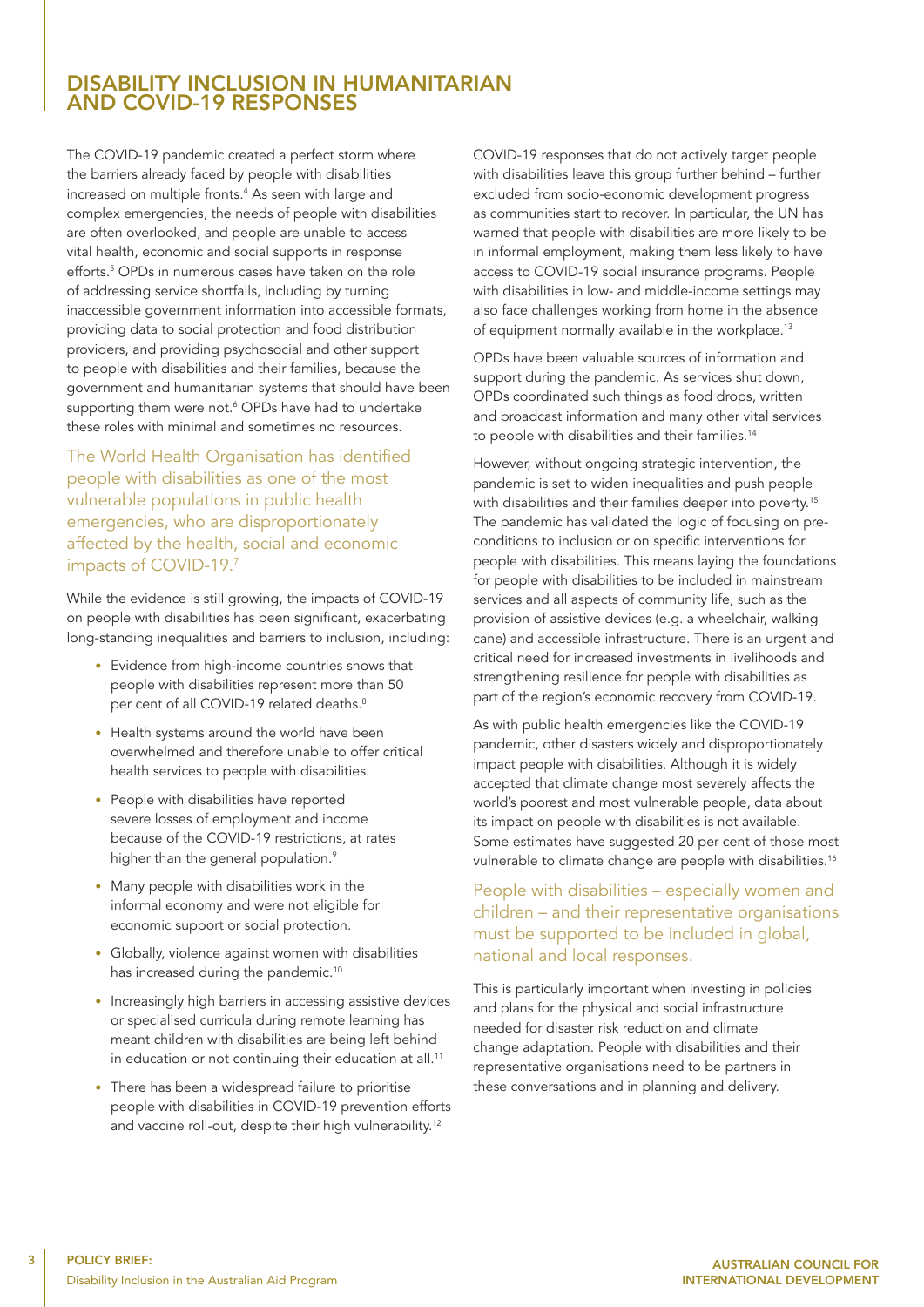## DISABILITY INCLUSION IN HUMANITARIAN AND COVID-19 RESPONSES

The COVID-19 pandemic created a perfect storm where the barriers already faced by people with disabilities increased on multiple fronts.[4] As seen with large and complex emergencies, the needs of people with disabilities are often overlooked, and people are unable to access vital health, economic and social supports in response efforts.[5] OPDs in numerous cases have taken on the role of addressing service shortfalls, including by turning inaccessible government information into accessible formats, providing data to social protection and food distribution providers, and providing psychosocial and other support to people with disabilities and their families, because the government and humanitarian systems that should have been supporting them were not.[6] OPDs have had to undertake these roles with minimal and sometimes no resources.

The World Health Organisation has identified people with disabilities as one of the most vulnerable populations in public health emergencies, who are disproportionately affected by the health, social and economic impacts of COVID-19.[7]

While the evidence is still growing, the impacts of COVID-19 on people with disabilities has been significant, exacerbating long-standing inequalities and barriers to inclusion, including:

- Evidence from high-income countries shows that people with disabilities represent more than 50 per cent of all COVID-19 related deaths.[8]
- Health systems around the world have been overwhelmed and therefore unable to offer critical health services to people with disabilities.
- People with disabilities have reported severe losses of employment and income because of the COVID-19 restrictions, at rates higher than the general population.[9]
- Many people with disabilities work in the informal economy and were not eligible for economic support or social protection.
- Globally, violence against women with disabilities has increased during the pandemic.[10]
- Increasingly high barriers in accessing assistive devices or specialised curricula during remote learning has meant children with disabilities are being left behind in education or not continuing their education at all.[11]
- There has been a widespread failure to prioritise people with disabilities in COVID-19 prevention efforts and vaccine roll-out, despite their high vulnerability.[12]

COVID-19 responses that do not actively target people with disabilities leave this group further behind – further excluded from socio-economic development progress as communities start to recover. In particular, the UN has warned that people with disabilities are more likely to be in informal employment, making them less likely to have access to COVID-19 social insurance programs. People with disabilities in low- and middle-income settings may also face challenges working from home in the absence of equipment normally available in the workplace.[13]

OPDs have been valuable sources of information and support during the pandemic. As services shut down, OPDs coordinated such things as food drops, written and broadcast information and many other vital services to people with disabilities and their families.[14]

However, without ongoing strategic intervention, the pandemic is set to widen inequalities and push people with disabilities and their families deeper into poverty.[15] The pandemic has validated the logic of focusing on pre-conditions to inclusion or on specific interventions for people with disabilities. This means laying the foundations for people with disabilities to be included in mainstream services and all aspects of community life, such as the provision of assistive devices (e.g. a wheelchair, walking cane) and accessible infrastructure. There is an urgent and critical need for increased investments in livelihoods and strengthening resilience for people with disabilities as part of the region's economic recovery from COVID-19.

As with public health emergencies like the COVID-19 pandemic, other disasters widely and disproportionately impact people with disabilities. Although it is widely accepted that climate change most severely affects the world's poorest and most vulnerable people, data about its impact on people with disabilities is not available. Some estimates have suggested 20 per cent of those most vulnerable to climate change are people with disabilities.[16]

People with disabilities – especially women and children – and their representative organisations must be supported to be included in global, national and local responses.

This is particularly important when investing in policies and plans for the physical and social infrastructure needed for disaster risk reduction and climate change adaptation. People with disabilities and their representative organisations need to be partners in these conversations and in planning and delivery.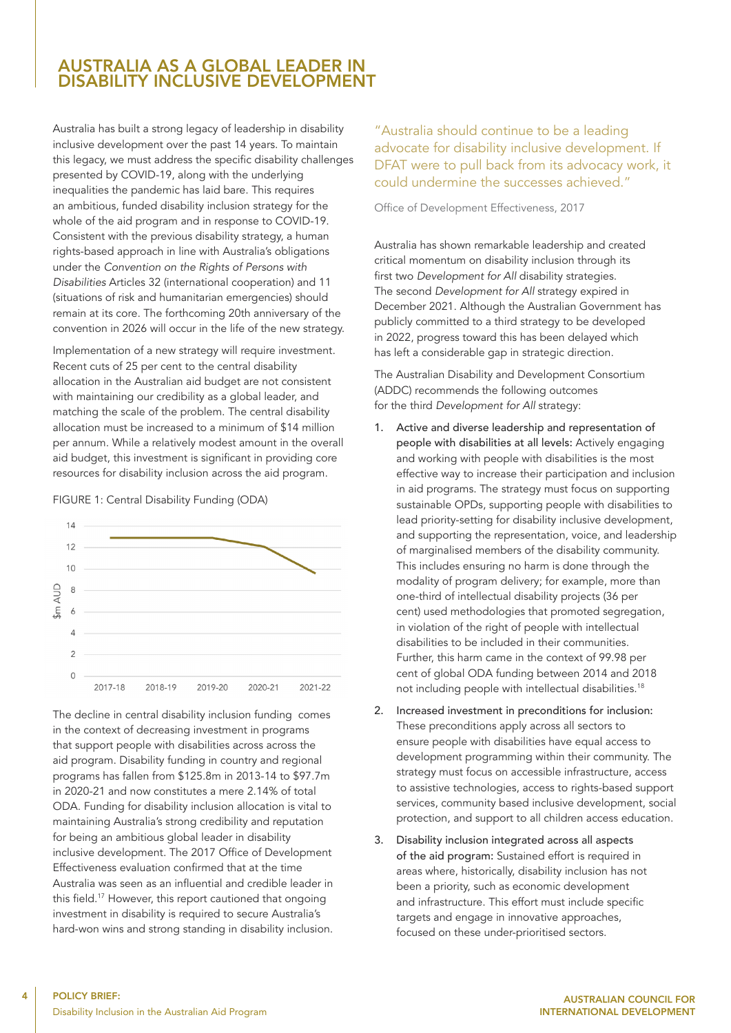# AUSTRALIA AS A GLOBAL LEADER IN DISABILITY INCLUSIVE DEVELOPMENT

Australia has built a strong legacy of leadership in disability inclusive development over the past 14 years. To maintain this legacy, we must address the specific disability challenges presented by COVID-19, along with the underlying inequalities the pandemic has laid bare. This requires an ambitious, funded disability inclusion strategy for the whole of the aid program and in response to COVID-19. Consistent with the previous disability strategy, a human rights-based approach in line with Australia's obligations under the *Convention on the Rights of Persons with Disabilities* Articles 32 (international cooperation) and 11 (situations of risk and humanitarian emergencies) should remain at its core. The forthcoming 20th anniversary of the convention in 2026 will occur in the life of the new strategy.

Implementation of a new strategy will require investment. Recent cuts of 25 per cent to the central disability allocation in the Australian aid budget are not consistent with maintaining our credibility as a global leader, and matching the scale of the problem. The central disability allocation must be increased to a minimum of $14 million per annum. While a relatively modest amount in the overall aid budget, this investment is significant in providing core resources for disability inclusion across the aid program.

FIGURE 1: Central Disability Funding (ODA)

| Year | $m AUD (approx.) |
|---|---|
| 2017-18 | ~12.9 |
| 2018-19 | ~12.9 |
| 2019-20 | ~12.9 |
| 2020-21 | ~12.1 |
| 2021-22 | ~9.6 |

The decline in central disability inclusion funding comes in the context of decreasing investment in programs that support people with disabilities across across the aid program. Disability funding in country and regional programs has fallen from $125.8m in 2013-14 to $97.7m in 2020-21 and now constitutes a mere 2.14% of total ODA. Funding for disability inclusion allocation is vital to maintaining Australia's strong credibility and reputation for being an ambitious global leader in disability inclusive development. The 2017 Office of Development Effectiveness evaluation confirmed that at the time Australia was seen as an influential and credible leader in this field.[17] However, this report cautioned that ongoing investment in disability is required to secure Australia's hard-won wins and strong standing in disability inclusion.

> "Australia should continue to be a leading advocate for disability inclusive development. If DFAT were to pull back from its advocacy work, it could undermine the successes achieved."
>
> Office of Development Effectiveness, 2017

Australia has shown remarkable leadership and created critical momentum on disability inclusion through its first two *Development for All* disability strategies. The second *Development for All* strategy expired in December 2021. Although the Australian Government has publicly committed to a third strategy to be developed in 2022, progress toward this has been delayed which has left a considerable gap in strategic direction.

The Australian Disability and Development Consortium (ADDC) recommends the following outcomes for the third *Development for All* strategy:

1. **Active and diverse leadership and representation of people with disabilities at all levels:** Actively engaging and working with people with disabilities is the most effective way to increase their participation and inclusion in aid programs. The strategy must focus on supporting sustainable OPDs, supporting people with disabilities to lead priority-setting for disability inclusive development, and supporting the representation, voice, and leadership of marginalised members of the disability community. This includes ensuring no harm is done through the modality of program delivery; for example, more than one-third of intellectual disability projects (36 per cent) used methodologies that promoted segregation, in violation of the right of people with intellectual disabilities to be included in their communities. Further, this harm came in the context of 99.98 per cent of global ODA funding between 2014 and 2018 not including people with intellectual disabilities.[18]
2. **Increased investment in preconditions for inclusion:** These preconditions apply across all sectors to ensure people with disabilities have equal access to development programming within their community. The strategy must focus on accessible infrastructure, access to assistive technologies, access to rights-based support services, community based inclusive development, social protection, and support to all children access education.
3. **Disability inclusion integrated across all aspects of the aid program:** Sustained effort is required in areas where, historically, disability inclusion has not been a priority, such as economic development and infrastructure. This effort must include specific targets and engage in innovative approaches, focused on these under-prioritised sectors.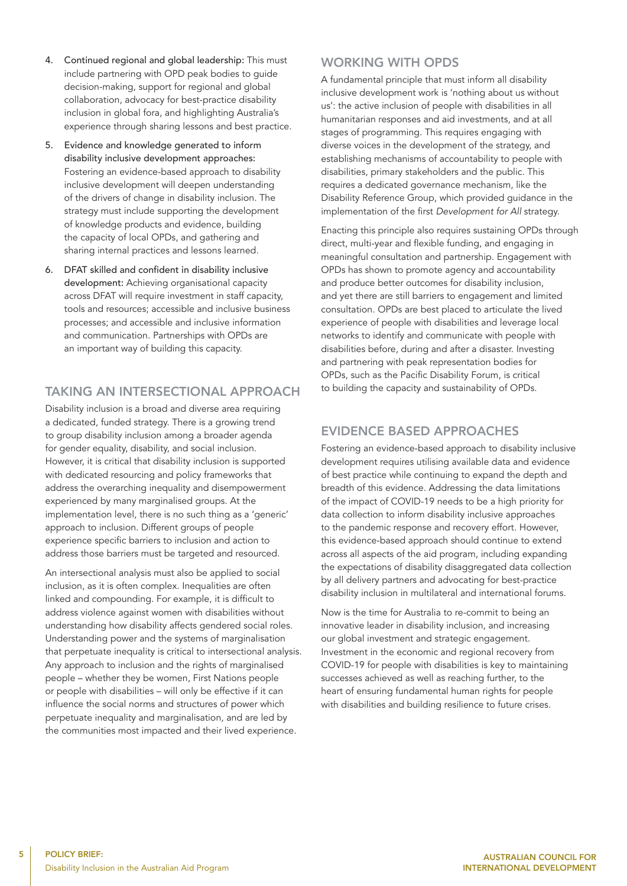4. **Continued regional and global leadership:** This must include partnering with OPD peak bodies to guide decision-making, support for regional and global collaboration, advocacy for best-practice disability inclusion in global fora, and highlighting Australia's experience through sharing lessons and best practice.
5. **Evidence and knowledge generated to inform disability inclusive development approaches:** Fostering an evidence-based approach to disability inclusive development will deepen understanding of the drivers of change in disability inclusion. The strategy must include supporting the development of knowledge products and evidence, building the capacity of local OPDs, and gathering and sharing internal practices and lessons learned.
6. **DFAT skilled and confident in disability inclusive development:** Achieving organisational capacity across DFAT will require investment in staff capacity, tools and resources; accessible and inclusive business processes; and accessible and inclusive information and communication. Partnerships with OPDs are an important way of building this capacity.

## TAKING AN INTERSECTIONAL APPROACH

Disability inclusion is a broad and diverse area requiring a dedicated, funded strategy. There is a growing trend to group disability inclusion among a broader agenda for gender equality, disability, and social inclusion. However, it is critical that disability inclusion is supported with dedicated resourcing and policy frameworks that address the overarching inequality and disempowerment experienced by many marginalised groups. At the implementation level, there is no such thing as a 'generic' approach to inclusion. Different groups of people experience specific barriers to inclusion and action to address those barriers must be targeted and resourced.

An intersectional analysis must also be applied to social inclusion, as it is often complex. Inequalities are often linked and compounding. For example, it is difficult to address violence against women with disabilities without understanding how disability affects gendered social roles. Understanding power and the systems of marginalisation that perpetuate inequality is critical to intersectional analysis. Any approach to inclusion and the rights of marginalised people – whether they be women, First Nations people or people with disabilities – will only be effective if it can influence the social norms and structures of power which perpetuate inequality and marginalisation, and are led by the communities most impacted and their lived experience.

## WORKING WITH OPDS

A fundamental principle that must inform all disability inclusive development work is 'nothing about us without us': the active inclusion of people with disabilities in all humanitarian responses and aid investments, and at all stages of programming. This requires engaging with diverse voices in the development of the strategy, and establishing mechanisms of accountability to people with disabilities, primary stakeholders and the public. This requires a dedicated governance mechanism, like the Disability Reference Group, which provided guidance in the implementation of the first *Development for All* strategy.

Enacting this principle also requires sustaining OPDs through direct, multi-year and flexible funding, and engaging in meaningful consultation and partnership. Engagement with OPDs has shown to promote agency and accountability and produce better outcomes for disability inclusion, and yet there are still barriers to engagement and limited consultation. OPDs are best placed to articulate the lived experience of people with disabilities and leverage local networks to identify and communicate with people with disabilities before, during and after a disaster. Investing and partnering with peak representation bodies for OPDs, such as the Pacific Disability Forum, is critical to building the capacity and sustainability of OPDs.

## EVIDENCE BASED APPROACHES

Fostering an evidence-based approach to disability inclusive development requires utilising available data and evidence of best practice while continuing to expand the depth and breadth of this evidence. Addressing the data limitations of the impact of COVID-19 needs to be a high priority for data collection to inform disability inclusive approaches to the pandemic response and recovery effort. However, this evidence-based approach should continue to extend across all aspects of the aid program, including expanding the expectations of disability disaggregated data collection by all delivery partners and advocating for best-practice disability inclusion in multilateral and international forums.

Now is the time for Australia to re-commit to being an innovative leader in disability inclusion, and increasing our global investment and strategic engagement. Investment in the economic and regional recovery from COVID-19 for people with disabilities is key to maintaining successes achieved as well as reaching further, to the heart of ensuring fundamental human rights for people with disabilities and building resilience to future crises.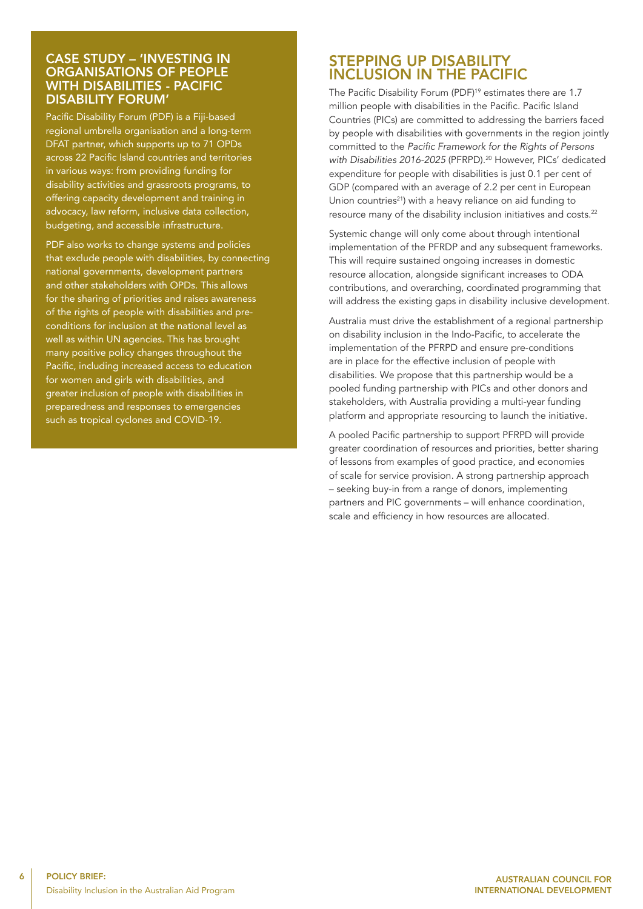## CASE STUDY – 'INVESTING IN ORGANISATIONS OF PEOPLE WITH DISABILITIES - PACIFIC DISABILITY FORUM'

Pacific Disability Forum (PDF) is a Fiji-based regional umbrella organisation and a long-term DFAT partner, which supports up to 71 OPDs across 22 Pacific Island countries and territories in various ways: from providing funding for disability activities and grassroots programs, to offering capacity development and training in advocacy, law reform, inclusive data collection, budgeting, and accessible infrastructure.

PDF also works to change systems and policies that exclude people with disabilities, by connecting national governments, development partners and other stakeholders with OPDs. This allows for the sharing of priorities and raises awareness of the rights of people with disabilities and pre-conditions for inclusion at the national level as well as within UN agencies. This has brought many positive policy changes throughout the Pacific, including increased access to education for women and girls with disabilities, and greater inclusion of people with disabilities in preparedness and responses to emergencies such as tropical cyclones and COVID-19.

## STEPPING UP DISABILITY INCLUSION IN THE PACIFIC

The Pacific Disability Forum (PDF)[19] estimates there are 1.7 million people with disabilities in the Pacific. Pacific Island Countries (PICs) are committed to addressing the barriers faced by people with disabilities with governments in the region jointly committed to the *Pacific Framework for the Rights of Persons with Disabilities 2016-2025* (PFRPD).[20] However, PICs' dedicated expenditure for people with disabilities is just 0.1 per cent of GDP (compared with an average of 2.2 per cent in European Union countries[21]) with a heavy reliance on aid funding to resource many of the disability inclusion initiatives and costs.[22]

Systemic change will only come about through intentional implementation of the PFRDP and any subsequent frameworks. This will require sustained ongoing increases in domestic resource allocation, alongside significant increases to ODA contributions, and overarching, coordinated programming that will address the existing gaps in disability inclusive development.

Australia must drive the establishment of a regional partnership on disability inclusion in the Indo-Pacific, to accelerate the implementation of the PFRPD and ensure pre-conditions are in place for the effective inclusion of people with disabilities. We propose that this partnership would be a pooled funding partnership with PICs and other donors and stakeholders, with Australia providing a multi-year funding platform and appropriate resourcing to launch the initiative.

A pooled Pacific partnership to support PFRPD will provide greater coordination of resources and priorities, better sharing of lessons from examples of good practice, and economies of scale for service provision. A strong partnership approach – seeking buy-in from a range of donors, implementing partners and PIC governments – will enhance coordination, scale and efficiency in how resources are allocated.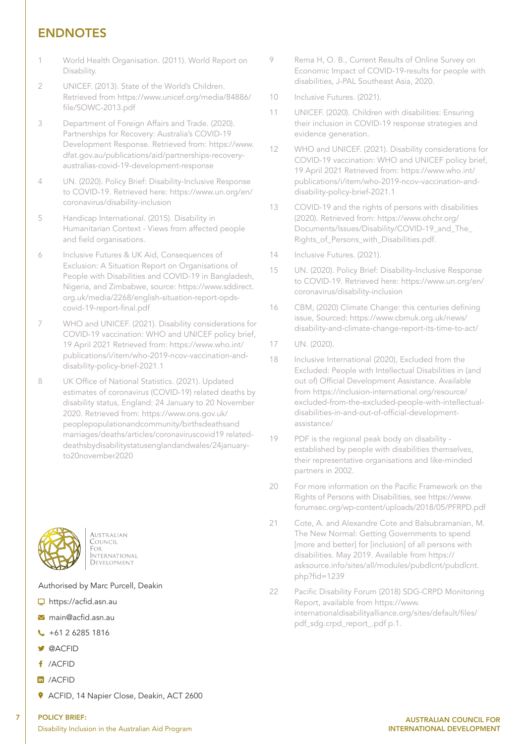## ENDNOTES

1. World Health Organisation. (2011). World Report on Disability.
2. UNICEF. (2013). State of the World's Children. Retrieved from https://www.unicef.org/media/84886/file/SOWC-2013.pdf
3. Department of Foreign Affairs and Trade. (2020). Partnerships for Recovery: Australia's COVID-19 Development Response. Retrieved from: https://www.dfat.gov.au/publications/aid/partnerships-recovery-australias-covid-19-development-response
4. UN. (2020). Policy Brief: Disability-Inclusive Response to COVID-19. Retrieved here: https://www.un.org/en/coronavirus/disability-inclusion
5. Handicap International. (2015). Disability in Humanitarian Context - Views from affected people and field organisations.
6. Inclusive Futures & UK Aid, Consequences of Exclusion: A Situation Report on Organisations of People with Disabilities and COVID-19 in Bangladesh, Nigeria, and Zimbabwe, source: https://www.sddirect.org.uk/media/2268/english-situation-report-opds-covid-19-report-final.pdf
7. WHO and UNICEF. (2021). Disability considerations for COVID-19 vaccination: WHO and UNICEF policy brief, 19 April 2021 Retrieved from: https://www.who.int/publications/i/item/who-2019-ncov-vaccination-and-disability-policy-brief-2021.1
8. UK Office of National Statistics. (2021). Updated estimates of coronavirus (COVID-19) related deaths by disability status, England: 24 January to 20 November 2020. Retrieved from: https://www.ons.gov.uk/peoplepopulationandcommunity/birthsdeathsandmarriages/deaths/articles/coronaviruscovid19relateddeathsbydisabilitystatusenglandandwales/24januaryto20november2020
9. Rema H, O. B., Current Results of Online Survey on Economic Impact of COVID-19-results for people with disabilities, J-PAL Southeast Asia, 2020.
10. Inclusive Futures. (2021).
11. UNICEF. (2020). Children with disabilities: Ensuring their inclusion in COVID-19 response strategies and evidence generation.
12. WHO and UNICEF. (2021). Disability considerations for COVID-19 vaccination: WHO and UNICEF policy brief, 19 April 2021 Retrieved from: https://www.who.int/publications/i/item/who-2019-ncov-vaccination-and-disability-policy-brief-2021.1
13. COVID-19 and the rights of persons with disabilities (2020). Retrieved from: https://www.ohchr.org/Documents/Issues/Disability/COVID-19_and_The_Rights_of_Persons_with_Disabilities.pdf.
14. Inclusive Futures. (2021).
15. UN. (2020). Policy Brief: Disability-Inclusive Response to COVID-19. Retrieved here: https://www.un.org/en/coronavirus/disability-inclusion
16. CBM, (2020) Climate Change: this centuries defining issue, Sourced: https://www.cbmuk.org.uk/news/disability-and-climate-change-report-its-time-to-act/
17. UN. (2020).
18. Inclusive International (2020), Excluded from the Excluded: People with Intellectual Disabilities in (and out of) Official Development Assistance. Available from https://inclusion-international.org/resource/excluded-from-the-excluded-people-with-intellectual-disabilities-in-and-out-of-official-development-assistance/
19. PDF is the regional peak body on disability - established by people with disabilities themselves, their representative organisations and like-minded partners in 2002.
20. For more information on the Pacific Framework on the Rights of Persons with Disabilities, see https://www.forumsec.org/wp-content/uploads/2018/05/PFRPD.pdf
21. Cote, A. and Alexandre Cote and Balsubramanian, M. The New Normal: Getting Governments to spend [more and better] for [inclusion] of all persons with disabilities. May 2019. Available from https://asksource.info/sites/all/modules/pubdlcnt/pubdlcnt.php?fid=1239
22. Pacific Disability Forum (2018) SDG-CRPD Monitoring Report, available from https://www.internationaldisabilityalliance.org/sites/default/files/pdf_sdg.crpd_report_.pdf p.1.

Australian Council For International Development

Authorised by Marc Purcell, Deakin

- https://acfid.asn.au
- main@acfid.asn.au
- +61 2 6285 1816
- @ACFID
- /ACFID
- /ACFID
- ACFID, 14 Napier Close, Deakin, ACT 2600